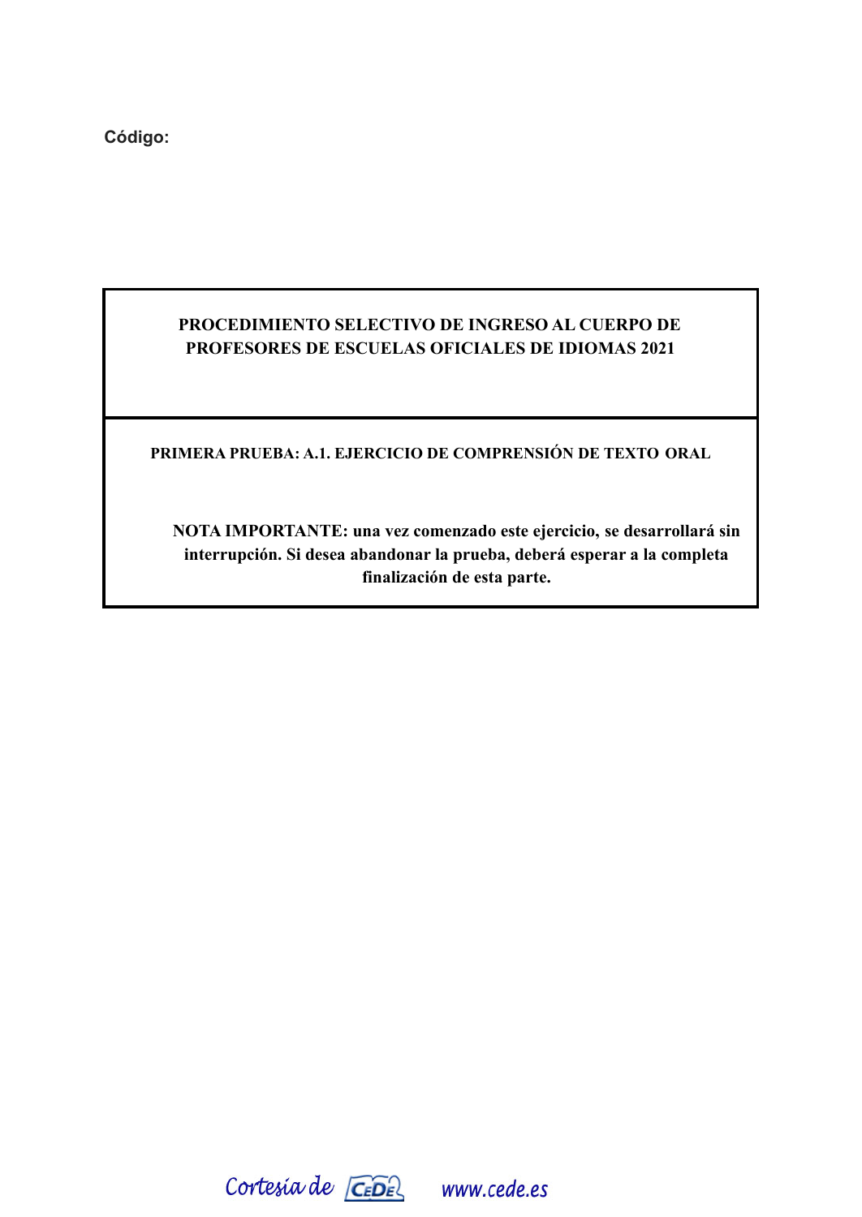**Código:**

**PROCEDIMIENTO SELECTIVO DE INGRESO AL CUERPO DE PROFESORES DE ESCUELAS OFICIALES DE IDIOMAS 2021**

**PRIMERA PRUEBA: A.1. EJERCICIO DE COMPRENSIÓN DE TEXTO ORAL**

**NOTA IMPORTANTE: una vez comenzado este ejercicio, se desarrollará sin interrupción. Si desea abandonar la prueba, deberá esperar a la completa finalización de esta parte.**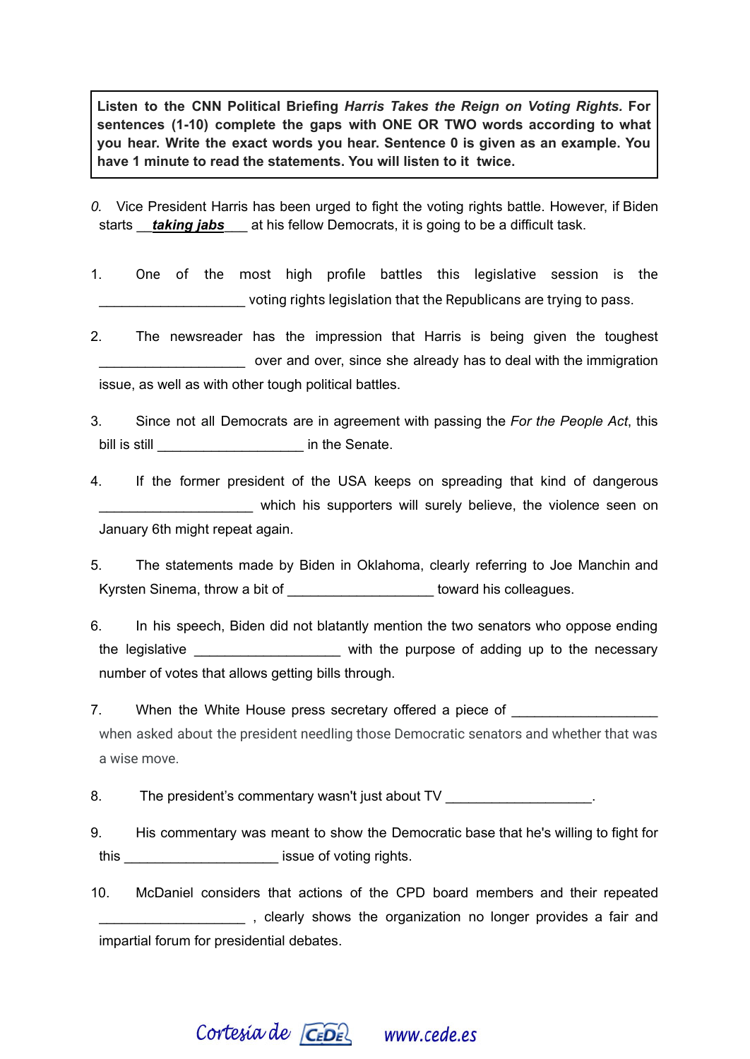**Listen to the CNN Political Briefing *Harris Takes the Reign on Voting Rights.* For sentences (1-10) complete the gaps with ONE OR TWO words according to what you hear. Write the exact words you hear. Sentence 0 is given as an example. You have 1 minute to read the statements. You will listen to it twice.**

*0.* Vice President Harris has been urged to fight the voting rights battle. However, if Biden starts __***taking jabs***___ at his fellow Democrats, it is going to be a difficult task.

1. One of the most high profile battles this legislative session is the ___________________ voting rights legislation that the Republicans are trying to pass.

2. The newsreader has the impression that Harris is being given the toughest ___________________ over and over, since she already has to deal with the immigration issue, as well as with other tough political battles.

3. Since not all Democrats are in agreement with passing the *For the People Act*, this bill is still ___________________ in the Senate.

4. If the former president of the USA keeps on spreading that kind of dangerous ___________________ which his supporters will surely believe, the violence seen on January 6th might repeat again.

5. The statements made by Biden in Oklahoma, clearly referring to Joe Manchin and Kyrsten Sinema, throw a bit of ___________________ toward his colleagues.

6. In his speech, Biden did not blatantly mention the two senators who oppose ending the legislative ___________________ with the purpose of adding up to the necessary number of votes that allows getting bills through.

7. When the White House press secretary offered a piece of ___________________ when asked about the president needling those Democratic senators and whether that was a wise move.

8. The president's commentary wasn't just about TV ___________________.

9. His commentary was meant to show the Democratic base that he's willing to fight for this ___________________ issue of voting rights.

10. McDaniel considers that actions of the CPD board members and their repeated ___________________ , clearly shows the organization no longer provides a fair and impartial forum for presidential debates.

Cortesía de CEDE www.cede.es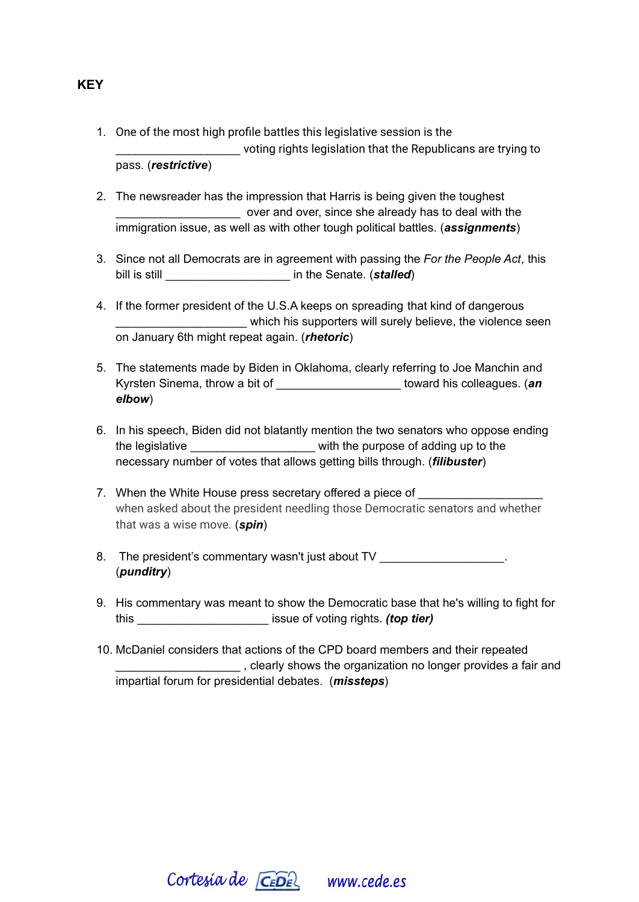**KEY**

1. One of the most high profile battles this legislative session is the ___________________ voting rights legislation that the Republicans are trying to pass. (***restrictive***)

2. The newsreader has the impression that Harris is being given the toughest ___________________ over and over, since she already has to deal with the immigration issue, as well as with other tough political battles. (***assignments***)

3. Since not all Democrats are in agreement with passing the *For the People Act*, this bill is still ___________________ in the Senate. (***stalled***)

4. If the former president of the U.S.A keeps on spreading that kind of dangerous ___________________ which his supporters will surely believe, the violence seen on January 6th might repeat again. (***rhetoric***)

5. The statements made by Biden in Oklahoma, clearly referring to Joe Manchin and Kyrsten Sinema, throw a bit of ___________________ toward his colleagues. (***an elbow***)

6. In his speech, Biden did not blatantly mention the two senators who oppose ending the legislative ___________________ with the purpose of adding up to the necessary number of votes that allows getting bills through. (***filibuster***)

7. When the White House press secretary offered a piece of ___________________ when asked about the president needling those Democratic senators and whether that was a wise move. (***spin***)

8. The president's commentary wasn't just about TV ___________________. (***punditry***)

9. His commentary was meant to show the Democratic base that he's willing to fight for this ___________________ issue of voting rights. ***(top tier)***

10. McDaniel considers that actions of the CPD board members and their repeated ___________________ , clearly shows the organization no longer provides a fair and impartial forum for presidential debates. (***missteps***)